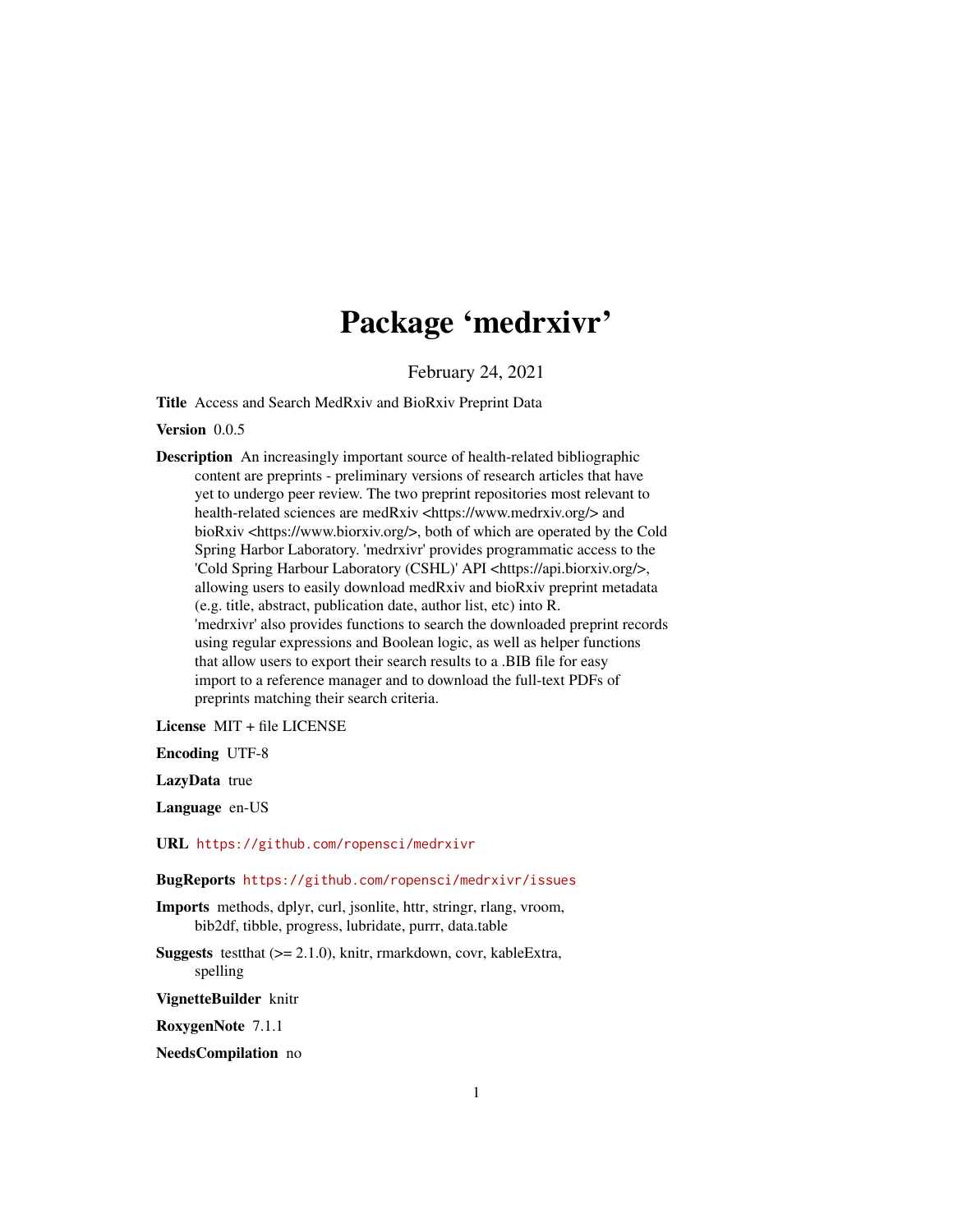# Package 'medrxivr'

February 24, 2021

**Title** Access and Search MedRxiv and BioRxiv Preprint Data

**Version** 0.0.5

**Description** An increasingly important source of health-related bibliographic content are preprints - preliminary versions of research articles that have yet to undergo peer review. The two preprint repositories most relevant to health-related sciences are medRxiv <https://www.medrxiv.org/> and bioRxiv <https://www.biorxiv.org/>, both of which are operated by the Cold Spring Harbor Laboratory. 'medrxivr' provides programmatic access to the 'Cold Spring Harbour Laboratory (CSHL)' API <https://api.biorxiv.org/>, allowing users to easily download medRxiv and bioRxiv preprint metadata (e.g. title, abstract, publication date, author list, etc) into R. 'medrxivr' also provides functions to search the downloaded preprint records using regular expressions and Boolean logic, as well as helper functions that allow users to export their search results to a .BIB file for easy import to a reference manager and to download the full-text PDFs of preprints matching their search criteria.

**License** MIT + file LICENSE

**Encoding** UTF-8

**LazyData** true

**Language** en-US

**URL** https://github.com/ropensci/medrxivr

**BugReports** https://github.com/ropensci/medrxivr/issues

**Imports** methods, dplyr, curl, jsonlite, httr, stringr, rlang, vroom, bib2df, tibble, progress, lubridate, purrr, data.table

**Suggests** testthat (>= 2.1.0), knitr, rmarkdown, covr, kableExtra, spelling

**VignetteBuilder** knitr

**RoxygenNote** 7.1.1

**NeedsCompilation** no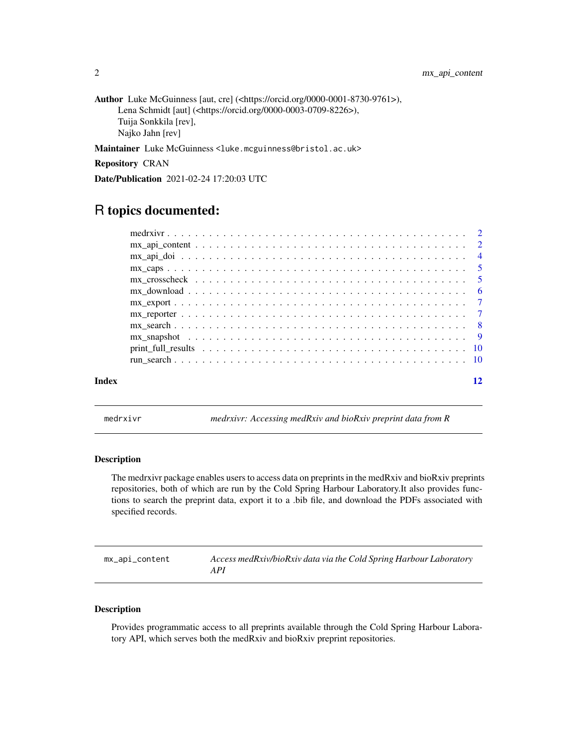**Author** Luke McGuinness [aut, cre] (<https://orcid.org/0000-0001-8730-9761>),
Lena Schmidt [aut] (<https://orcid.org/0000-0003-0709-8226>),
Tuija Sonkkila [rev],
Najko Jahn [rev]

**Maintainer** Luke McGuinness <luke.mcguinness@bristol.ac.uk>

**Repository** CRAN

**Date/Publication** 2021-02-24 17:20:03 UTC

# R topics documented:

- medrxivr . . . 2
- mx_api_content . . . 2
- mx_api_doi . . . 4
- mx_caps . . . 5
- mx_crosscheck . . . 5
- mx_download . . . 6
- mx_export . . . 7
- mx_reporter . . . 7
- mx_search . . . 8
- mx_snapshot . . . 9
- print_full_results . . . 10
- run_search . . . 10

**Index** 12

---

## medrxivr — *medrxivr: Accessing medRxiv and bioRxiv preprint data from R*

### Description

The medrxivr package enables users to access data on preprints in the medRxiv and bioRxiv preprints repositories, both of which are run by the Cold Spring Harbour Laboratory.It also provides functions to search the preprint data, export it to a .bib file, and download the PDFs associated with specified records.

---

## mx_api_content — *Access medRxiv/bioRxiv data via the Cold Spring Harbour Laboratory API*

### Description

Provides programmatic access to all preprints available through the Cold Spring Harbour Laboratory API, which serves both the medRxiv and bioRxiv preprint repositories.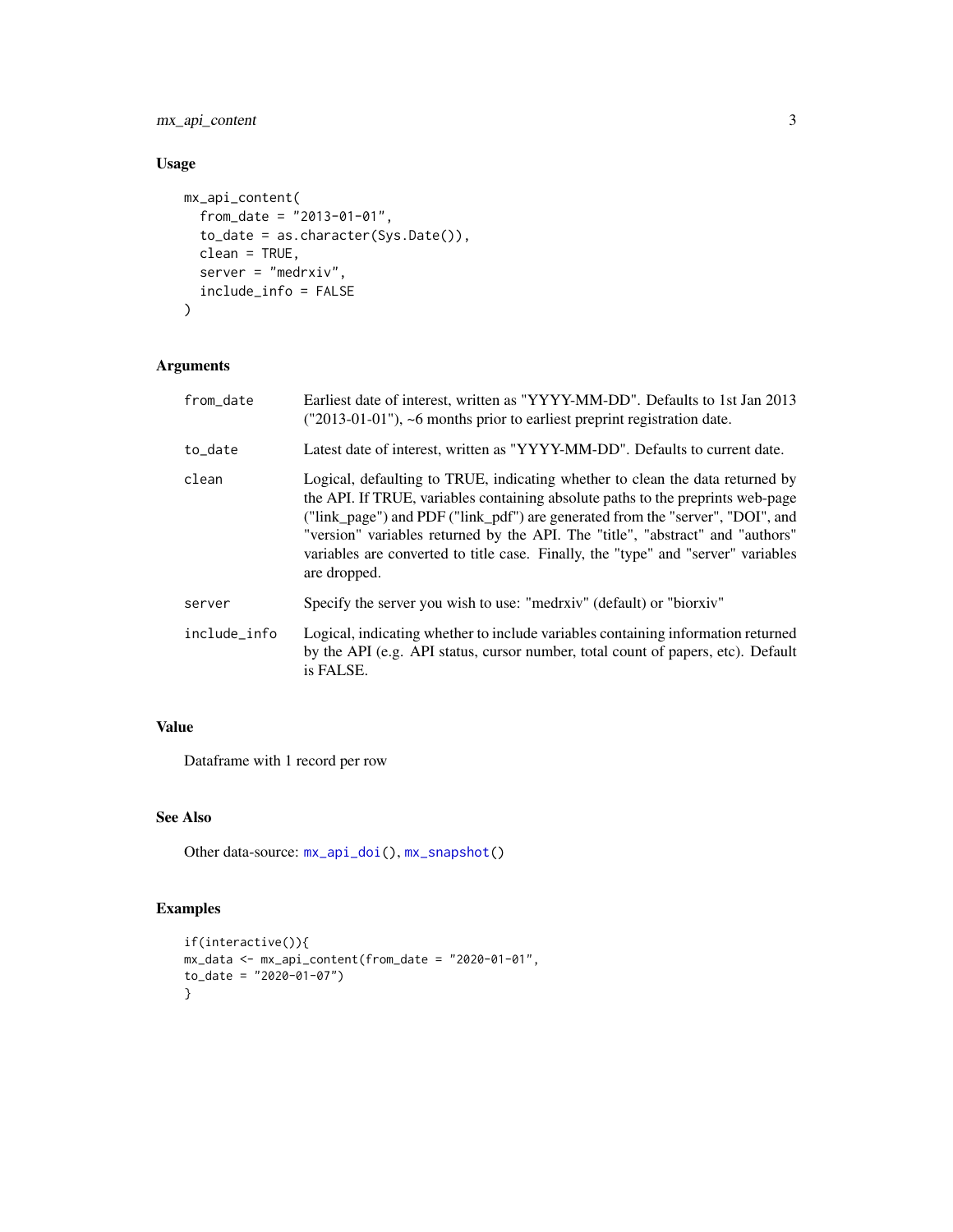## Usage

```
mx_api_content(
  from_date = "2013-01-01",
  to_date = as.character(Sys.Date()),
  clean = TRUE,
  server = "medrxiv",
  include_info = FALSE
)
```

## Arguments

| | |
|---|---|
| from_date | Earliest date of interest, written as "YYYY-MM-DD". Defaults to 1st Jan 2013 ("2013-01-01"), ~6 months prior to earliest preprint registration date. |
| to_date | Latest date of interest, written as "YYYY-MM-DD". Defaults to current date. |
| clean | Logical, defaulting to TRUE, indicating whether to clean the data returned by the API. If TRUE, variables containing absolute paths to the preprints web-page ("link_page") and PDF ("link_pdf") are generated from the "server", "DOI", and "version" variables returned by the API. The "title", "abstract" and "authors" variables are converted to title case. Finally, the "type" and "server" variables are dropped. |
| server | Specify the server you wish to use: "medrxiv" (default) or "biorxiv" |
| include_info | Logical, indicating whether to include variables containing information returned by the API (e.g. API status, cursor number, total count of papers, etc). Default is FALSE. |

## Value

Dataframe with 1 record per row

## See Also

Other data-source: mx_api_doi(), mx_snapshot()

## Examples

```
if(interactive()){
mx_data <- mx_api_content(from_date = "2020-01-01",
to_date = "2020-01-07")
}
```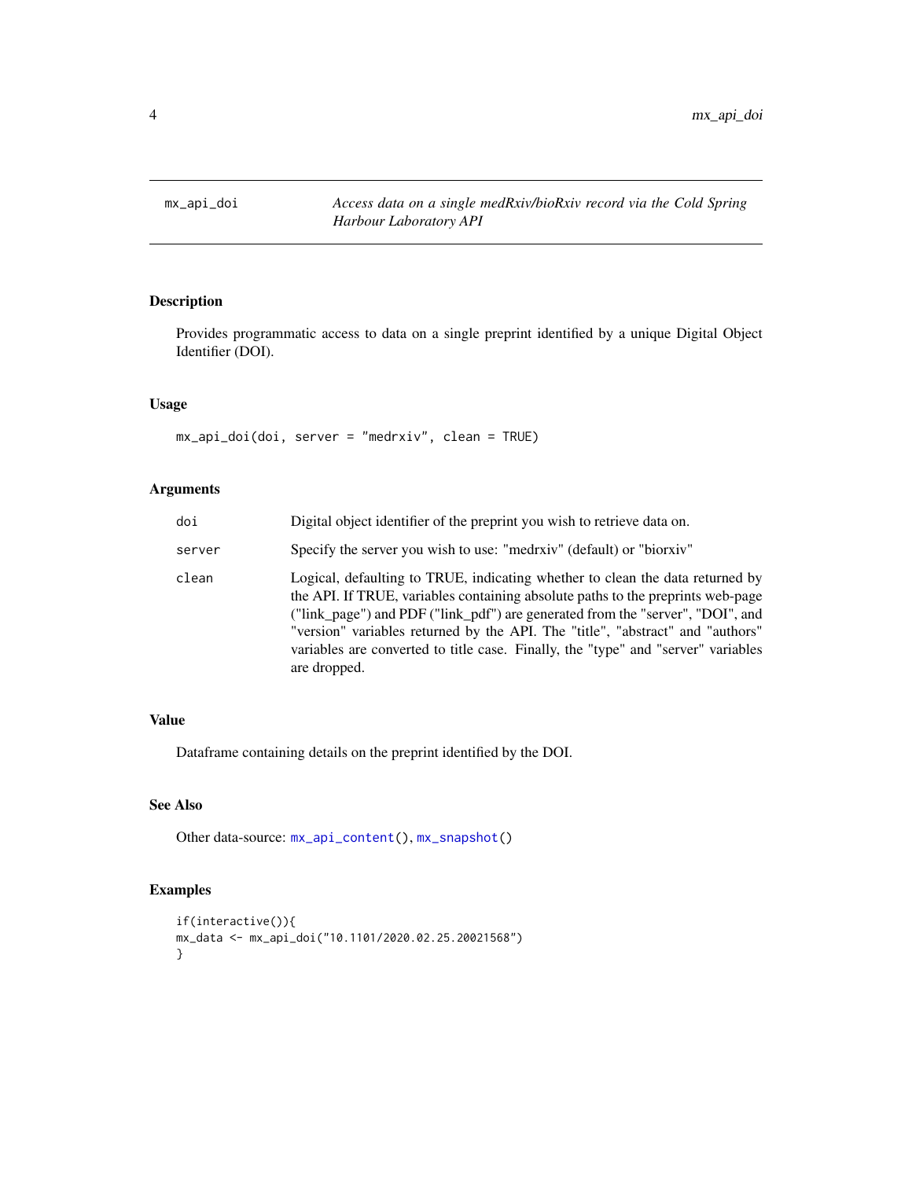# mx_api_doi

*Access data on a single medRxiv/bioRxiv record via the Cold Spring Harbour Laboratory API*

## Description

Provides programmatic access to data on a single preprint identified by a unique Digital Object Identifier (DOI).

## Usage

```
mx_api_doi(doi, server = "medrxiv", clean = TRUE)
```

## Arguments

| | |
|---|---|
| `doi` | Digital object identifier of the preprint you wish to retrieve data on. |
| `server` | Specify the server you wish to use: "medrxiv" (default) or "biorxiv" |
| `clean` | Logical, defaulting to TRUE, indicating whether to clean the data returned by the API. If TRUE, variables containing absolute paths to the preprints web-page ("link_page") and PDF ("link_pdf") are generated from the "server", "DOI", and "version" variables returned by the API. The "title", "abstract" and "authors" variables are converted to title case. Finally, the "type" and "server" variables are dropped. |

## Value

Dataframe containing details on the preprint identified by the DOI.

## See Also

Other data-source: `mx_api_content()`, `mx_snapshot()`

## Examples

```
if(interactive()){
mx_data <- mx_api_doi("10.1101/2020.02.25.20021568")
}
```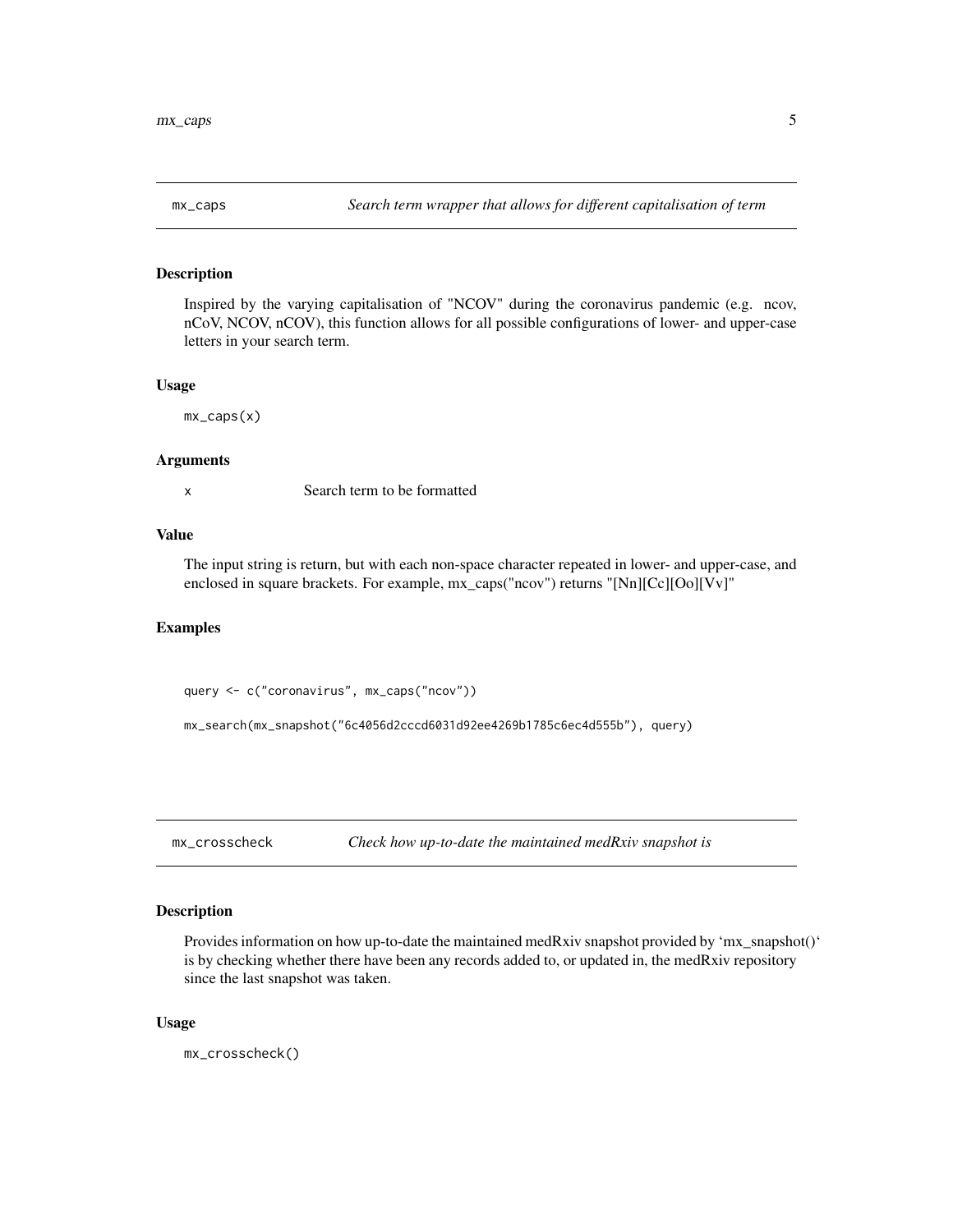## mx_caps

*Search term wrapper that allows for different capitalisation of term*

### Description

Inspired by the varying capitalisation of "NCOV" during the coronavirus pandemic (e.g. ncov, nCoV, NCOV, nCOV), this function allows for all possible configurations of lower- and upper-case letters in your search term.

### Usage

```
mx_caps(x)
```

### Arguments

| | |
|---|---|
| x | Search term to be formatted |

### Value

The input string is return, but with each non-space character repeated in lower- and upper-case, and enclosed in square brackets. For example, mx_caps("ncov") returns "[Nn][Cc][Oo][Vv]"

### Examples

```
query <- c("coronavirus", mx_caps("ncov"))

mx_search(mx_snapshot("6c4056d2cccd6031d92ee4269b1785c6ec4d555b"), query)
```

## mx_crosscheck

*Check how up-to-date the maintained medRxiv snapshot is*

### Description

Provides information on how up-to-date the maintained medRxiv snapshot provided by ‘mx_snapshot()‘ is by checking whether there have been any records added to, or updated in, the medRxiv repository since the last snapshot was taken.

### Usage

```
mx_crosscheck()
```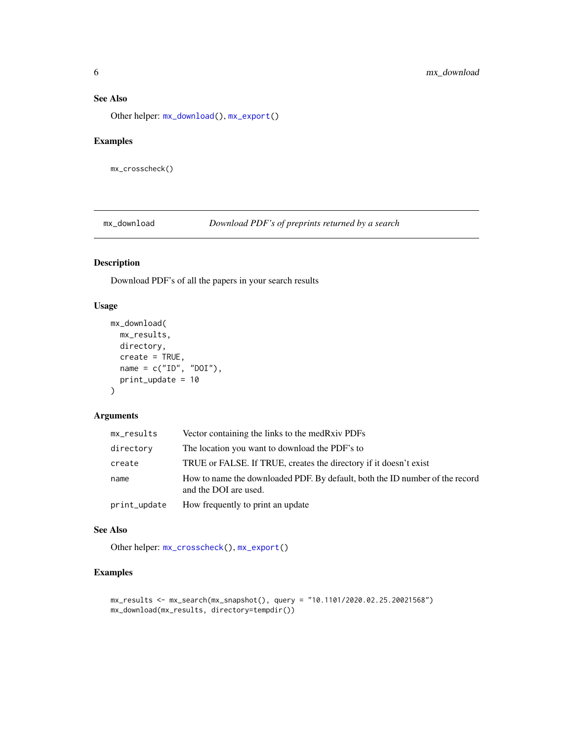## See Also

Other helper: `mx_download()`, `mx_export()`

## Examples

```
mx_crosscheck()
```

---

# mx_download — *Download PDF's of preprints returned by a search*

## Description

Download PDF's of all the papers in your search results

## Usage

```
mx_download(
  mx_results,
  directory,
  create = TRUE,
  name = c("ID", "DOI"),
  print_update = 10
)
```

## Arguments

| | |
|---|---|
| `mx_results` | Vector containing the links to the medRxiv PDFs |
| `directory` | The location you want to download the PDF's to |
| `create` | TRUE or FALSE. If TRUE, creates the directory if it doesn't exist |
| `name` | How to name the downloaded PDF. By default, both the ID number of the record and the DOI are used. |
| `print_update` | How frequently to print an update |

## See Also

Other helper: `mx_crosscheck()`, `mx_export()`

## Examples

```
mx_results <- mx_search(mx_snapshot(), query = "10.1101/2020.02.25.20021568")
mx_download(mx_results, directory=tempdir())
```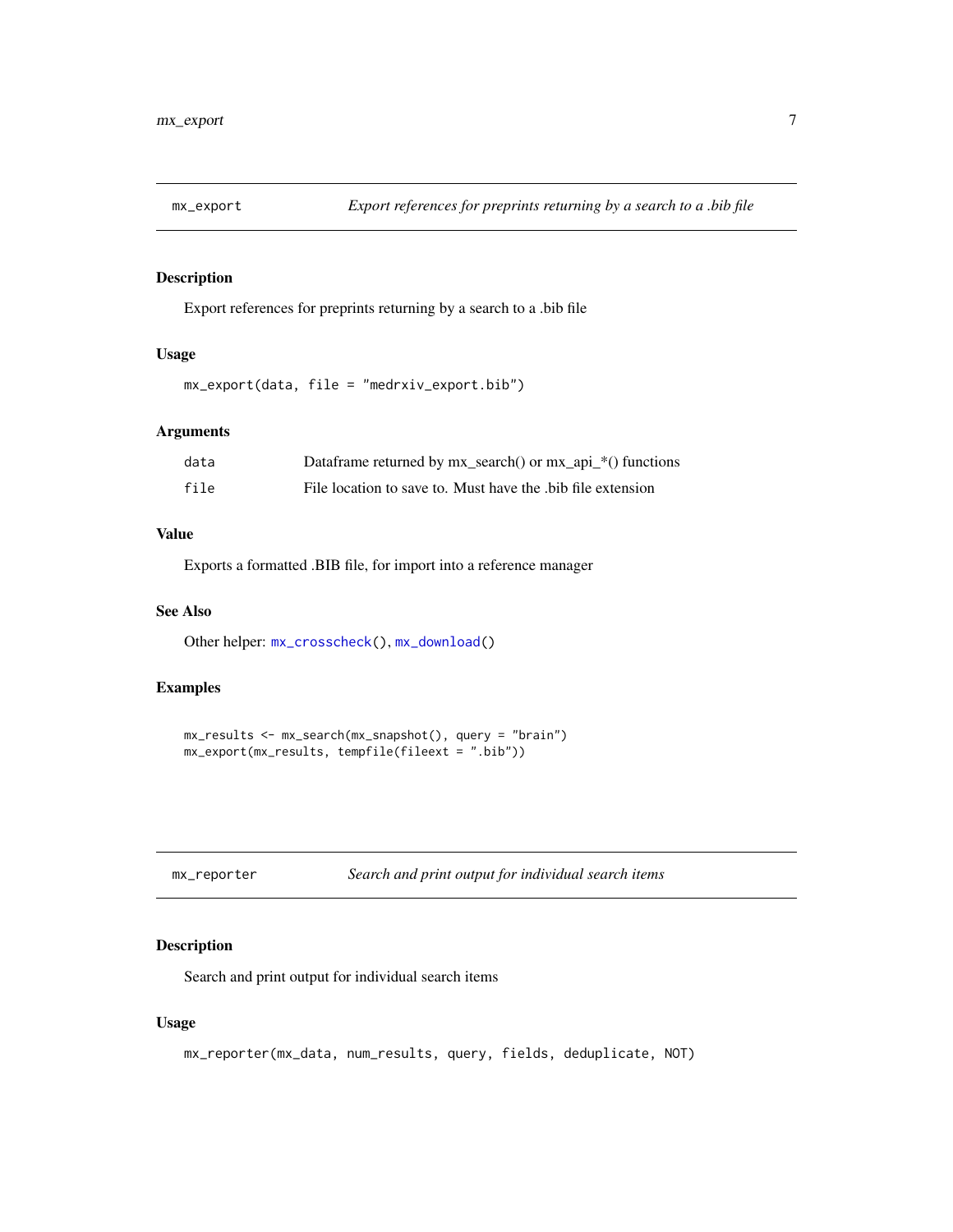## mx_export — *Export references for preprints returning by a search to a .bib file*

### Description

Export references for preprints returning by a search to a .bib file

### Usage

```
mx_export(data, file = "medrxiv_export.bib")
```

### Arguments

| | |
|---|---|
| data | Dataframe returned by mx_search() or mx_api_*() functions |
| file | File location to save to. Must have the .bib file extension |

### Value

Exports a formatted .BIB file, for import into a reference manager

### See Also

Other helper: mx_crosscheck(), mx_download()

### Examples

```
mx_results <- mx_search(mx_snapshot(), query = "brain")
mx_export(mx_results, tempfile(fileext = ".bib"))
```

## mx_reporter — *Search and print output for individual search items*

### Description

Search and print output for individual search items

### Usage

```
mx_reporter(mx_data, num_results, query, fields, deduplicate, NOT)
```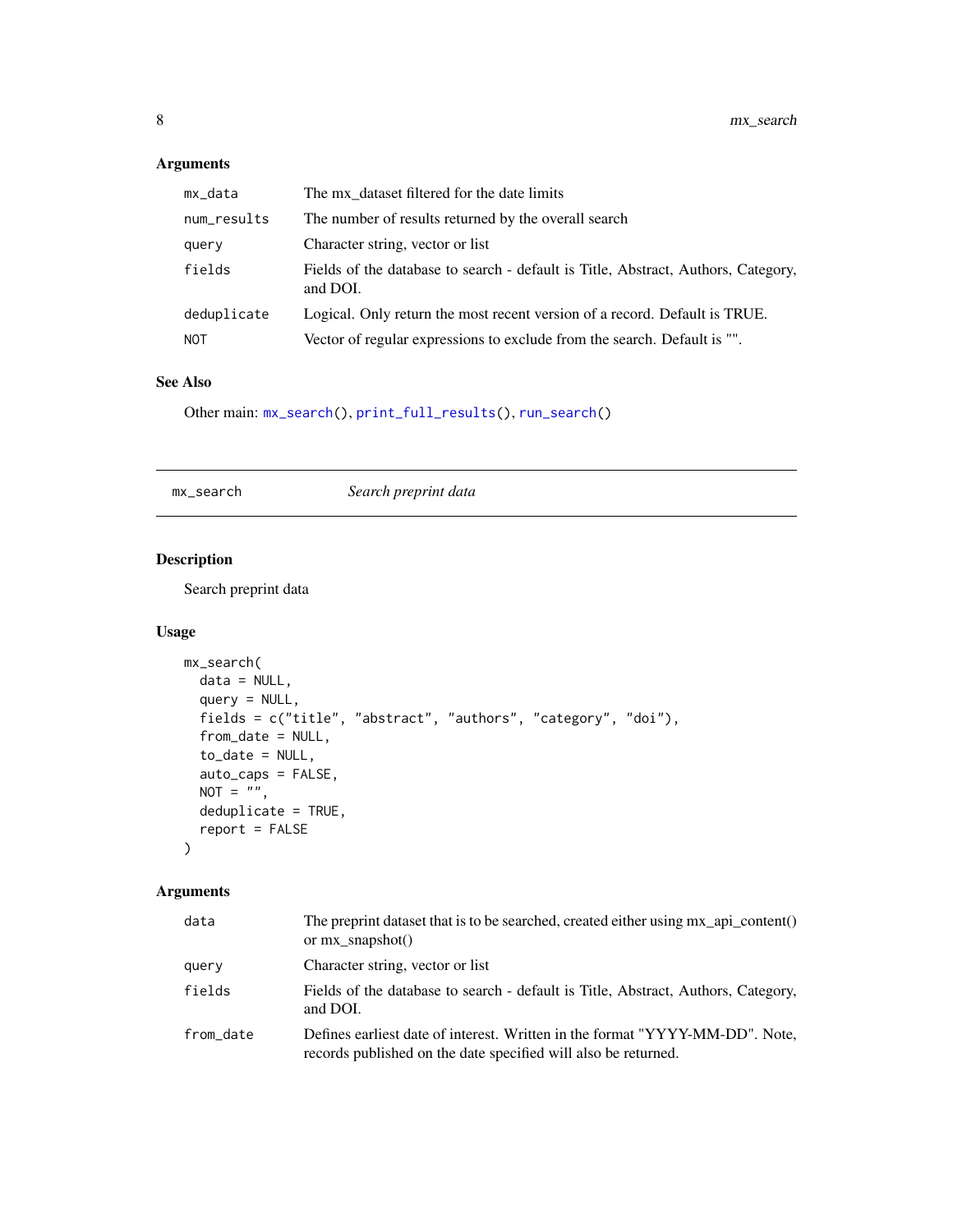### Arguments

| | |
|---|---|
| `mx_data` | The mx_dataset filtered for the date limits |
| `num_results` | The number of results returned by the overall search |
| `query` | Character string, vector or list |
| `fields` | Fields of the database to search - default is Title, Abstract, Authors, Category, and DOI. |
| `deduplicate` | Logical. Only return the most recent version of a record. Default is TRUE. |
| `NOT` | Vector of regular expressions to exclude from the search. Default is "". |

### See Also

Other main: `mx_search()`, `print_full_results()`, `run_search()`

---

## mx_search — *Search preprint data*

---

### Description

Search preprint data

### Usage

```
mx_search(
  data = NULL,
  query = NULL,
  fields = c("title", "abstract", "authors", "category", "doi"),
  from_date = NULL,
  to_date = NULL,
  auto_caps = FALSE,
  NOT = "",
  deduplicate = TRUE,
  report = FALSE
)
```

### Arguments

| | |
|---|---|
| `data` | The preprint dataset that is to be searched, created either using mx_api_content() or mx_snapshot() |
| `query` | Character string, vector or list |
| `fields` | Fields of the database to search - default is Title, Abstract, Authors, Category, and DOI. |
| `from_date` | Defines earliest date of interest. Written in the format "YYYY-MM-DD". Note, records published on the date specified will also be returned. |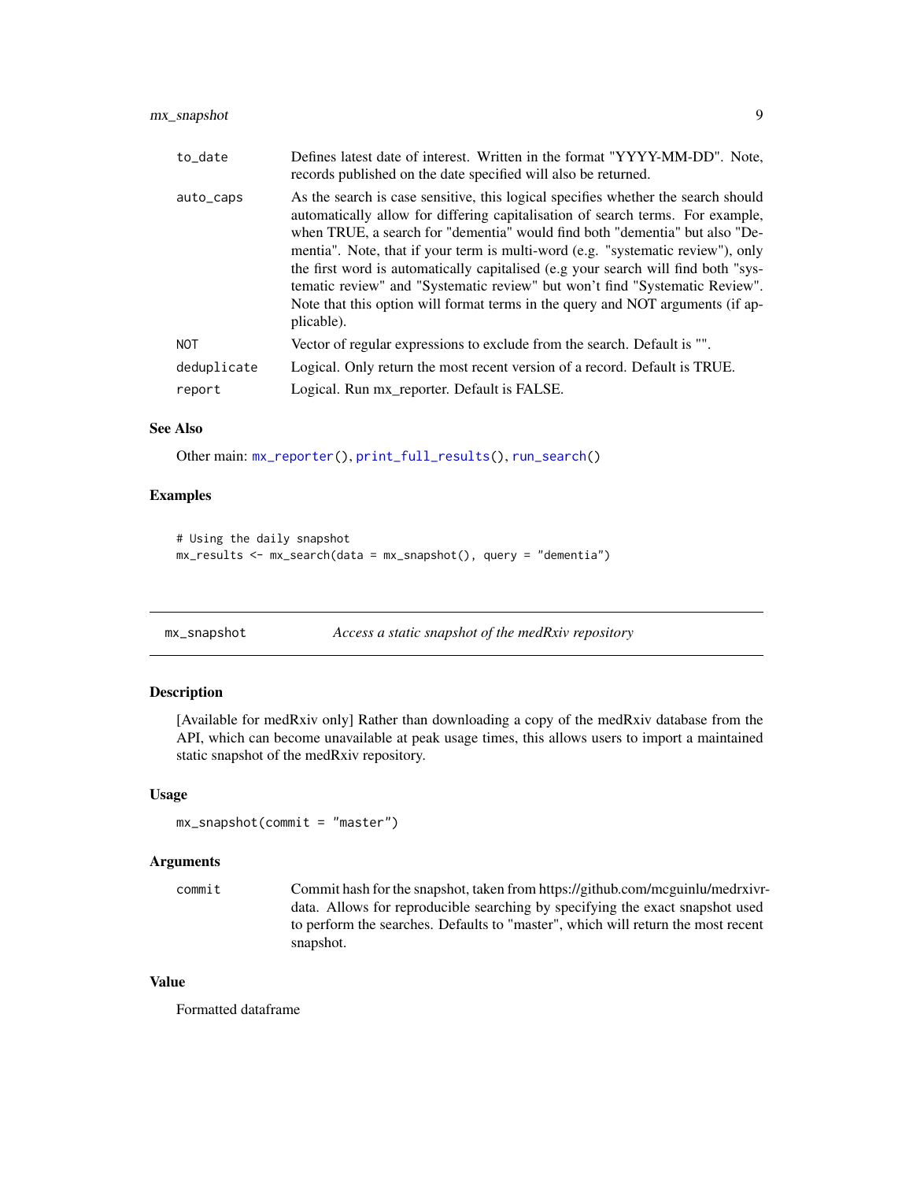| | |
|---|---|
| to_date | Defines latest date of interest. Written in the format "YYYY-MM-DD". Note, records published on the date specified will also be returned. |
| auto_caps | As the search is case sensitive, this logical specifies whether the search should automatically allow for differing capitalisation of search terms. For example, when TRUE, a search for "dementia" would find both "dementia" but also "Dementia". Note, that if your term is multi-word (e.g. "systematic review"), only the first word is automatically capitalised (e.g your search will find both "systematic review" and "Systematic review" but won't find "Systematic Review". Note that this option will format terms in the query and NOT arguments (if applicable). |
| NOT | Vector of regular expressions to exclude from the search. Default is "". |
| deduplicate | Logical. Only return the most recent version of a record. Default is TRUE. |
| report | Logical. Run mx_reporter. Default is FALSE. |

### See Also

Other main: `mx_reporter()`, `print_full_results()`, `run_search()`

### Examples

```
# Using the daily snapshot
mx_results <- mx_search(data = mx_snapshot(), query = "dementia")
```

---

## mx_snapshot — *Access a static snapshot of the medRxiv repository*

### Description

[Available for medRxiv only] Rather than downloading a copy of the medRxiv database from the API, which can become unavailable at peak usage times, this allows users to import a maintained static snapshot of the medRxiv repository.

### Usage

```
mx_snapshot(commit = "master")
```

### Arguments

| | |
|---|---|
| commit | Commit hash for the snapshot, taken from https://github.com/mcguinlu/medrxivr-data. Allows for reproducible searching by specifying the exact snapshot used to perform the searches. Defaults to "master", which will return the most recent snapshot. |

### Value

Formatted dataframe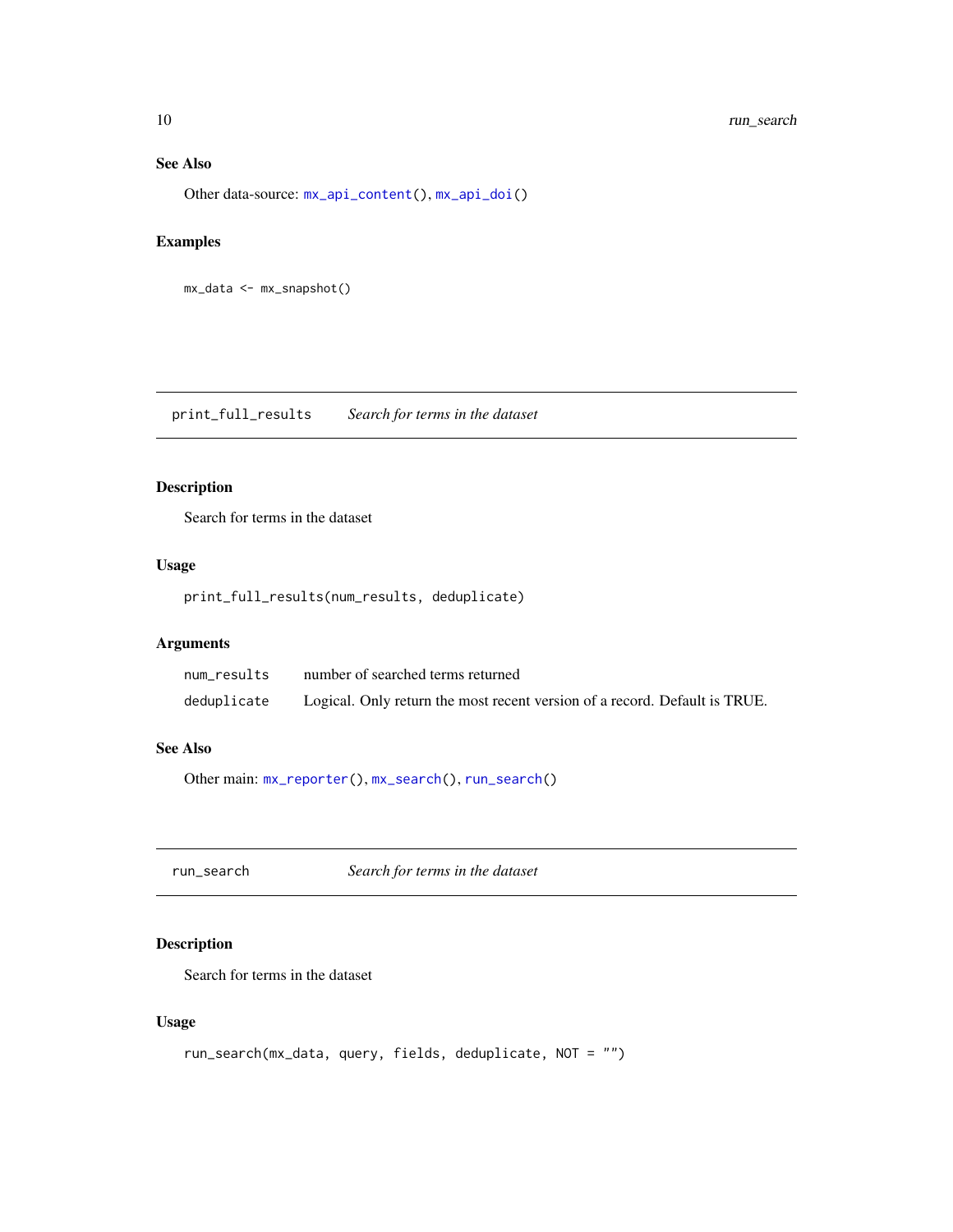### See Also

Other data-source: `mx_api_content()`, `mx_api_doi()`

### Examples

```
mx_data <- mx_snapshot()
```

---

## print_full_results *Search for terms in the dataset*

### Description

Search for terms in the dataset

### Usage

```
print_full_results(num_results, deduplicate)
```

### Arguments

| | |
|---|---|
| num_results | number of searched terms returned |
| deduplicate | Logical. Only return the most recent version of a record. Default is TRUE. |

### See Also

Other main: `mx_reporter()`, `mx_search()`, `run_search()`

---

## run_search *Search for terms in the dataset*

### Description

Search for terms in the dataset

### Usage

```
run_search(mx_data, query, fields, deduplicate, NOT = "")
```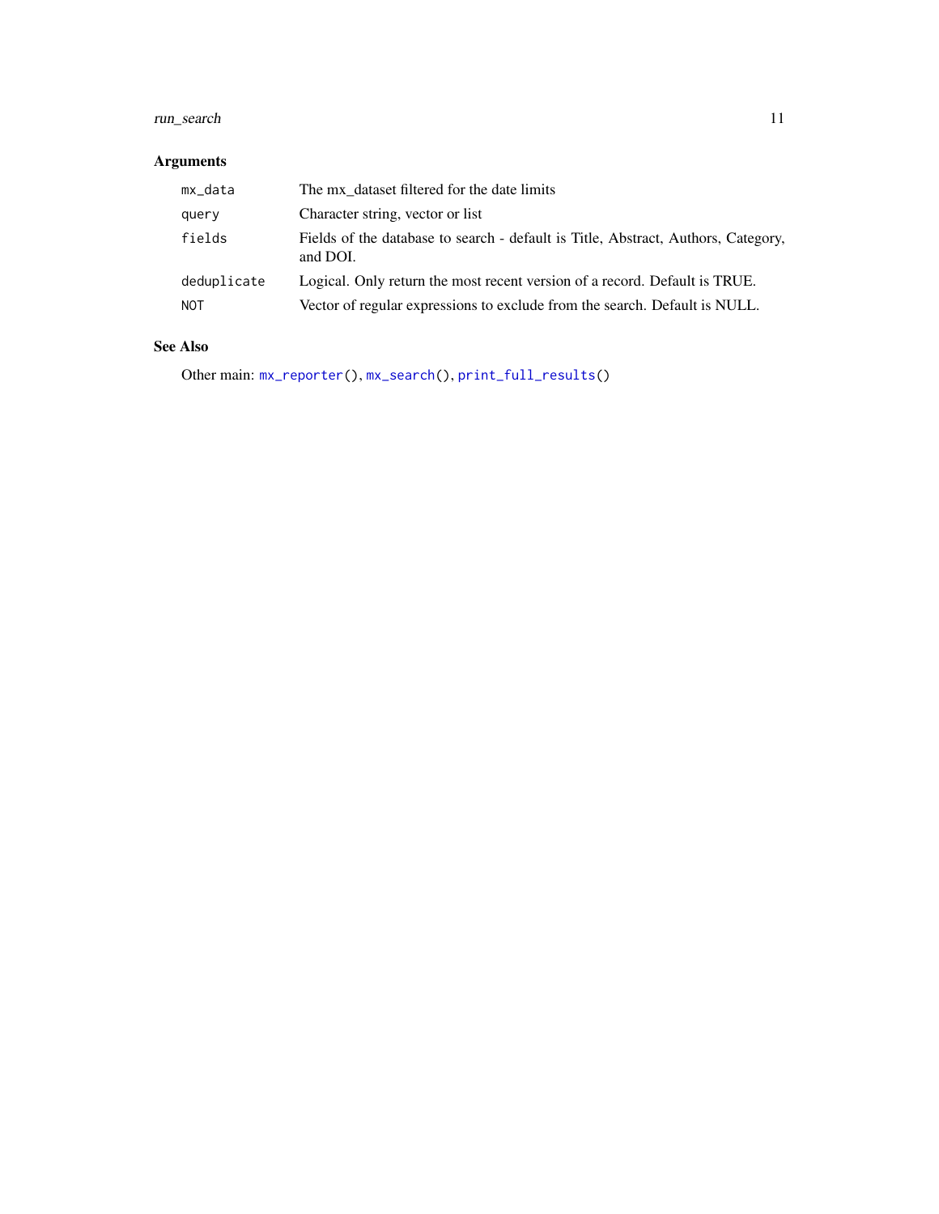## Arguments

| | |
|---|---|
| `mx_data` | The mx_dataset filtered for the date limits |
| `query` | Character string, vector or list |
| `fields` | Fields of the database to search - default is Title, Abstract, Authors, Category, and DOI. |
| `deduplicate` | Logical. Only return the most recent version of a record. Default is TRUE. |
| `NOT` | Vector of regular expressions to exclude from the search. Default is NULL. |

## See Also

Other main: `mx_reporter()`, `mx_search()`, `print_full_results()`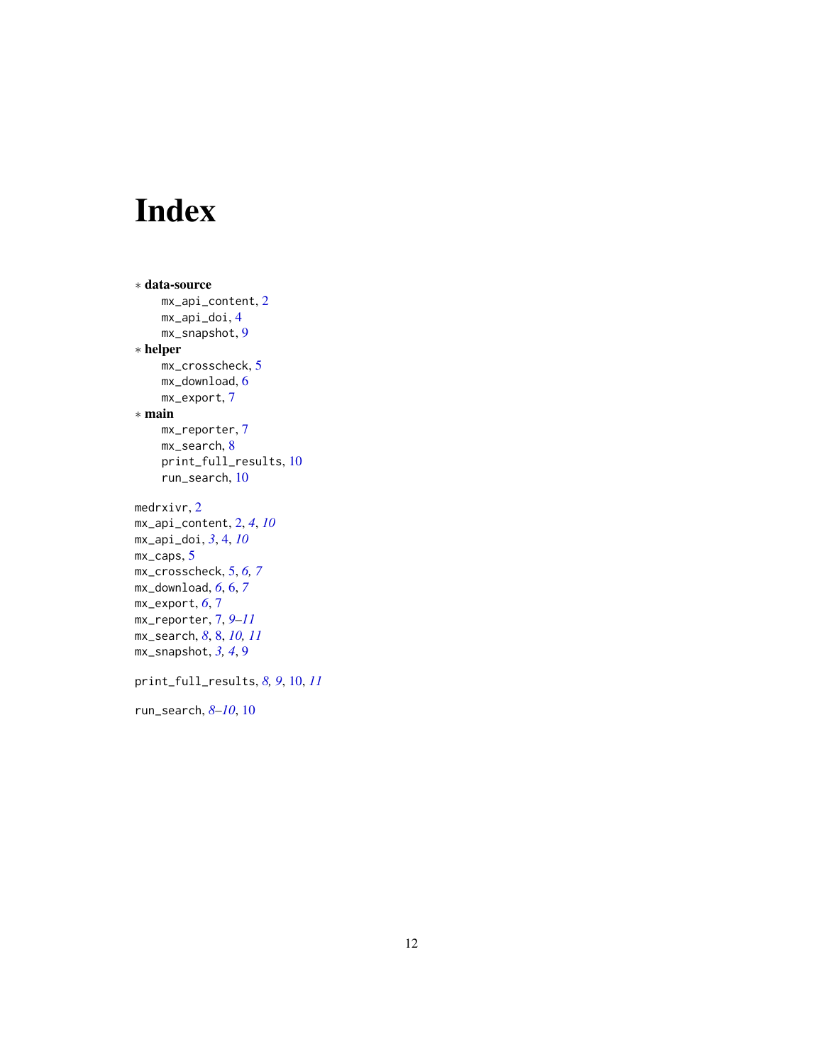# Index

∗ **data-source**
    mx_api_content, 2
    mx_api_doi, 4
    mx_snapshot, 9
∗ **helper**
    mx_crosscheck, 5
    mx_download, 6
    mx_export, 7
∗ **main**
    mx_reporter, 7
    mx_search, 8
    print_full_results, 10
    run_search, 10

medrxivr, 2
mx_api_content, 2, *4*, *10*
mx_api_doi, *3*, 4, *10*
mx_caps, 5
mx_crosscheck, 5, *6, 7*
mx_download, *6*, 6, *7*
mx_export, *6*, 7
mx_reporter, 7, *9–11*
mx_search, *8*, 8, *10, 11*
mx_snapshot, *3, 4*, 9

print_full_results, *8, 9*, 10, *11*

run_search, *8–10*, 10